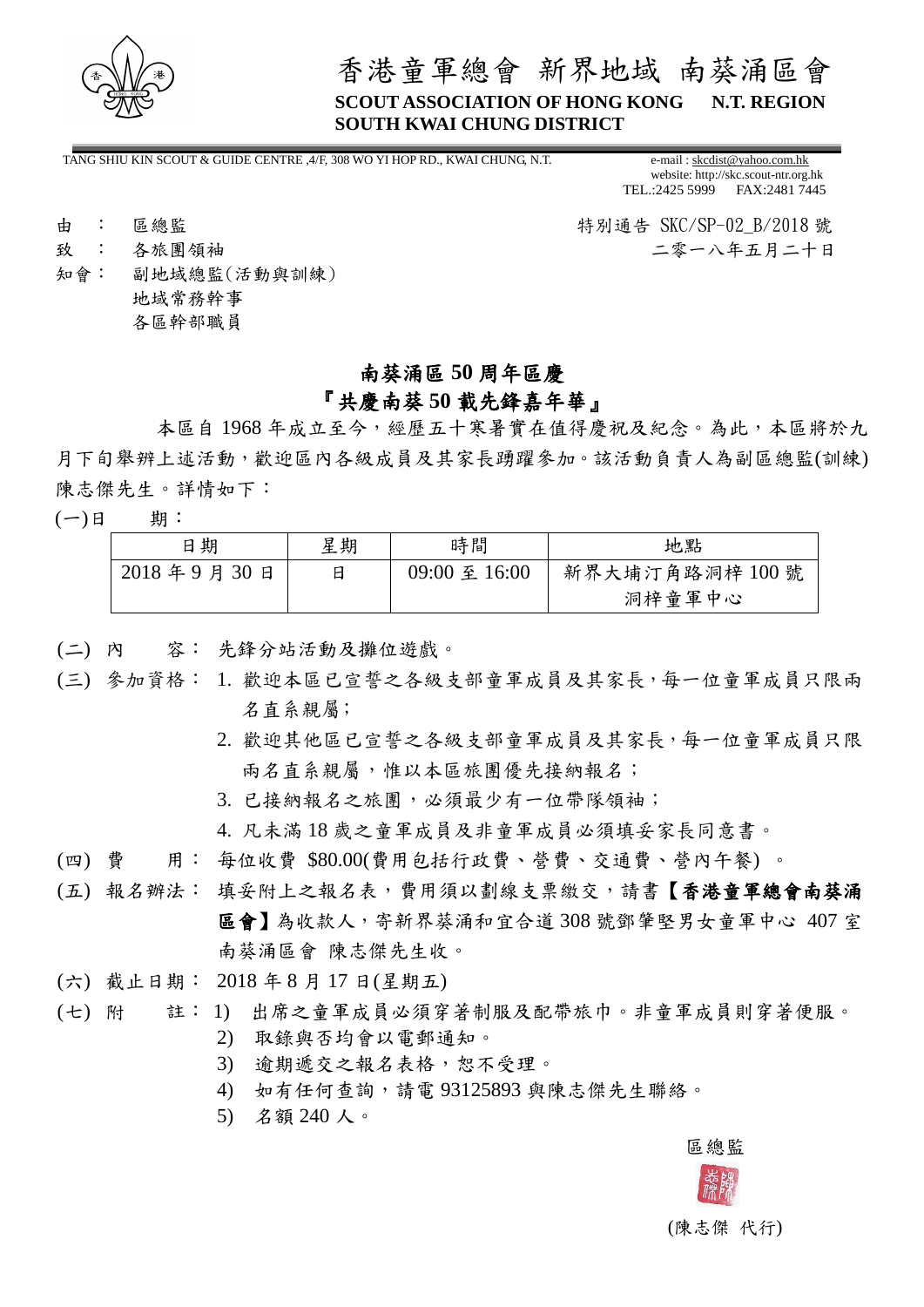# 香港童軍總會 新界地域 南葵涌區會

**SCOUT ASSOCIATION OF HONG KONG N.T. REGION**
**SOUTH KWAI CHUNG DISTRICT**

TANG SHIU KIN SCOUT & GUIDE CENTRE ,4/F, 308 WO YI HOP RD., KWAI CHUNG, N.T.

e-mail : skcdist@yahoo.com.hk
website: http://skc.scout-ntr.org.hk
TEL.:2425 5999 FAX:2481 7445

由 ： 區總監
致 ： 各旅團領袖
知會： 副地域總監(活動與訓練)
地域常務幹事
各區幹部職員

特別通告 SKC/SP-02_B/2018 號
二零一八年五月二十日

## 南葵涌區 50 周年區慶
## 『共慶南葵 50 載先鋒嘉年華』

本區自 1968 年成立至今，經歷五十寒暑實在值得慶祝及紀念。為此，本區將於九月下旬舉辦上述活動，歡迎區內各級成員及其家長踴躍參加。該活動負責人為副區總監(訓練)陳志傑先生。詳情如下：

(一)日 期：

| 日期 | 星期 | 時間 | 地點 |
| --- | --- | --- | --- |
| 2018 年 9 月 30 日 | 日 | 09:00 至 16:00 | 新界大埔汀角路洞梓 100 號洞梓童軍中心 |

(二) 內 容： 先鋒分站活動及攤位遊戲。

(三) 參加資格：
1. 歡迎本區已宣誓之各級支部童軍成員及其家長，每一位童軍成員只限兩名直系親屬；
2. 歡迎其他區已宣誓之各級支部童軍成員及其家長，每一位童軍成員只限兩名直系親屬，惟以本區旅團優先接納報名；
3. 已接納報名之旅團，必須最少有一位帶隊領袖；
4. 凡未滿 18 歲之童軍成員及非童軍成員必須填妥家長同意書。

(四) 費 用： 每位收費 $80.00(費用包括行政費、營費、交通費、營內午餐) 。

(五) 報名辦法： 填妥附上之報名表，費用須以劃線支票繳交，請書【**香港童軍總會南葵涌區會**】為收款人，寄新界葵涌和宜合道 308 號鄧肇堅男女童軍中心 407 室南葵涌區會 陳志傑先生收。

(六) 截止日期： 2018 年 8 月 17 日(星期五)

(七) 附 註：
1) 出席之童軍成員必須穿著制服及配帶旅巾。非童軍成員則穿著便服。
2) 取錄與否均會以電郵通知。
3) 逾期遞交之報名表格，恕不受理。
4) 如有任何查詢，請電 93125893 與陳志傑先生聯絡。
5) 名額 240 人。

區總監

(陳志傑 代行)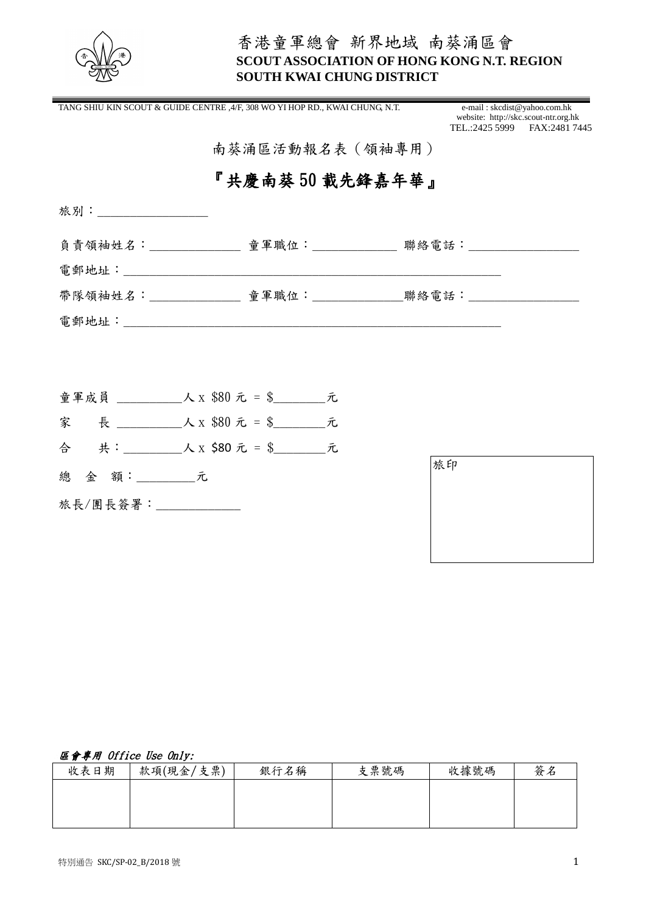香港童軍總會 新界地域 南葵涌區會
**SCOUT ASSOCIATION OF HONG KONG N.T. REGION**
**SOUTH KWAI CHUNG DISTRICT**

TANG SHIU KIN SCOUT & GUIDE CENTRE ,4/F, 308 WO YI HOP RD., KWAI CHUNG, N.T.

e-mail : skcdist@yahoo.com.hk
website: http://skc.scout-ntr.org.hk
TEL.:2425 5999 FAX:2481 7445

南葵涌區活動報名表（領袖專用）

# 『共慶南葵 50 載先鋒嘉年華』

旅別：__________________

負責領袖姓名：______________ 童軍職位：_____________ 聯絡電話：__________________

電郵地址：______________________________________________________________

帶隊領袖姓名：______________ 童軍職位：______________聯絡電話：__________________

電郵地址：______________________________________________________________

童軍成員 __________人 x $80 元 = $________元

家　　長 __________人 x $80 元 = $________元

合　　共：_________人 x $80 元 = $________元

總 金 額：_________元

旅長/團長簽署：_____________

旅印

***區會專用 Office Use Only:***

| 收表日期 | 款項(現金/支票) | 銀行名稱 | 支票號碼 | 收據號碼 | 簽名 |
|---|---|---|---|---|---|
| | | | | | |

特別通告 SKC/SP-02_B/2018 號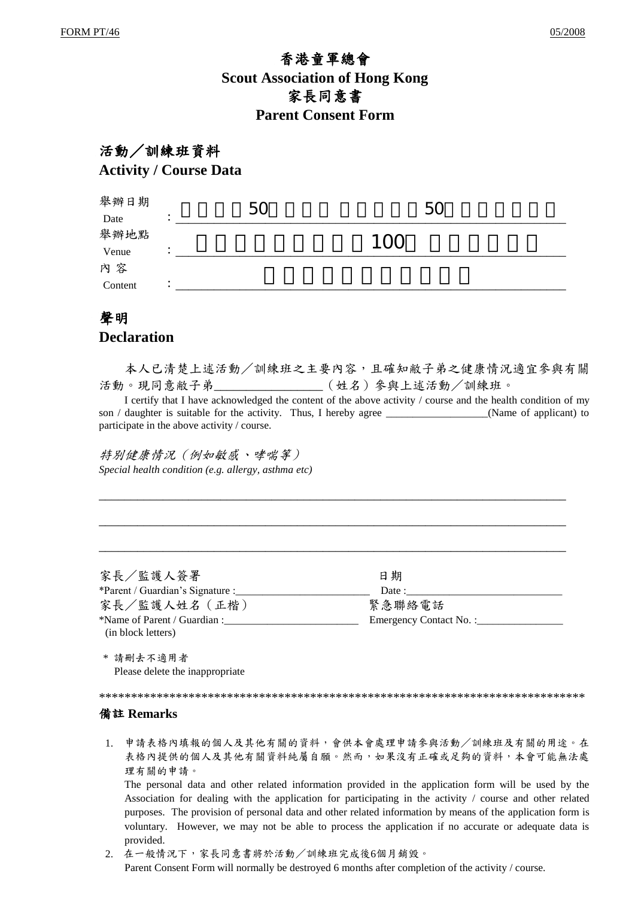FORM PT/46 05/2008

# 香港童軍總會
# Scout Association of Hong Kong
# 家長同意書
# Parent Consent Form

## 活動／訓練班資料
## Activity / Course Data

舉辦日期
Date : 50 50

舉辦地點
Venue : 100

內 容
Content : ______________________________

## 聲明
## Declaration

本人已清楚上述活動／訓練班之主要內容，且確知敝子弟之健康情況適宜參與有關活動。現同意敝子弟__________________（姓名）參與上述活動／訓練班。

I certify that I have acknowledged the content of the above activity / course and the health condition of my son / daughter is suitable for the activity. Thus, I hereby agree ___________________(Name of applicant) to participate in the above activity / course.

*特別健康情況（例如敏感、哮喘等）*
*Special health condition (e.g. allergy, asthma etc)*

______________________________________________________________________________

______________________________________________________________________________

______________________________________________________________________________

家長／監護人簽署
*Parent / Guardian's Signature :_____________________

日期
Date :____________________________

家長／監護人姓名（正楷）
*Name of Parent / Guardian :_________________________
(in block letters)

緊急聯絡電話
Emergency Contact No. :________________

\* 請刪去不適用者
Please delete the inappropriate

\*\*\*\*\*\*\*\*\*\*\*\*\*\*\*\*\*\*\*\*\*\*\*\*\*\*\*\*\*\*\*\*\*\*\*\*\*\*\*\*\*\*\*\*\*\*\*\*\*\*\*\*\*\*\*\*\*\*\*\*\*\*\*\*\*\*\*\*\*\*\*\*\*\*\*\*\*\*\*\*

## 備註 Remarks

1. 申請表格內填報的個人及其他有關的資料，會供本會處理申請參與活動／訓練班及有關的用途。在表格內提供的個人及其他有關資料純屬自願。然而，如果沒有正確或足夠的資料，本會可能無法處理有關的申請。
   The personal data and other related information provided in the application form will be used by the Association for dealing with the application for participating in the activity / course and other related purposes. The provision of personal data and other related information by means of the application form is voluntary. However, we may not be able to process the application if no accurate or adequate data is provided.
2. 在一般情況下，家長同意書將於活動／訓練班完成後6個月銷毀。
   Parent Consent Form will normally be destroyed 6 months after completion of the activity / course.